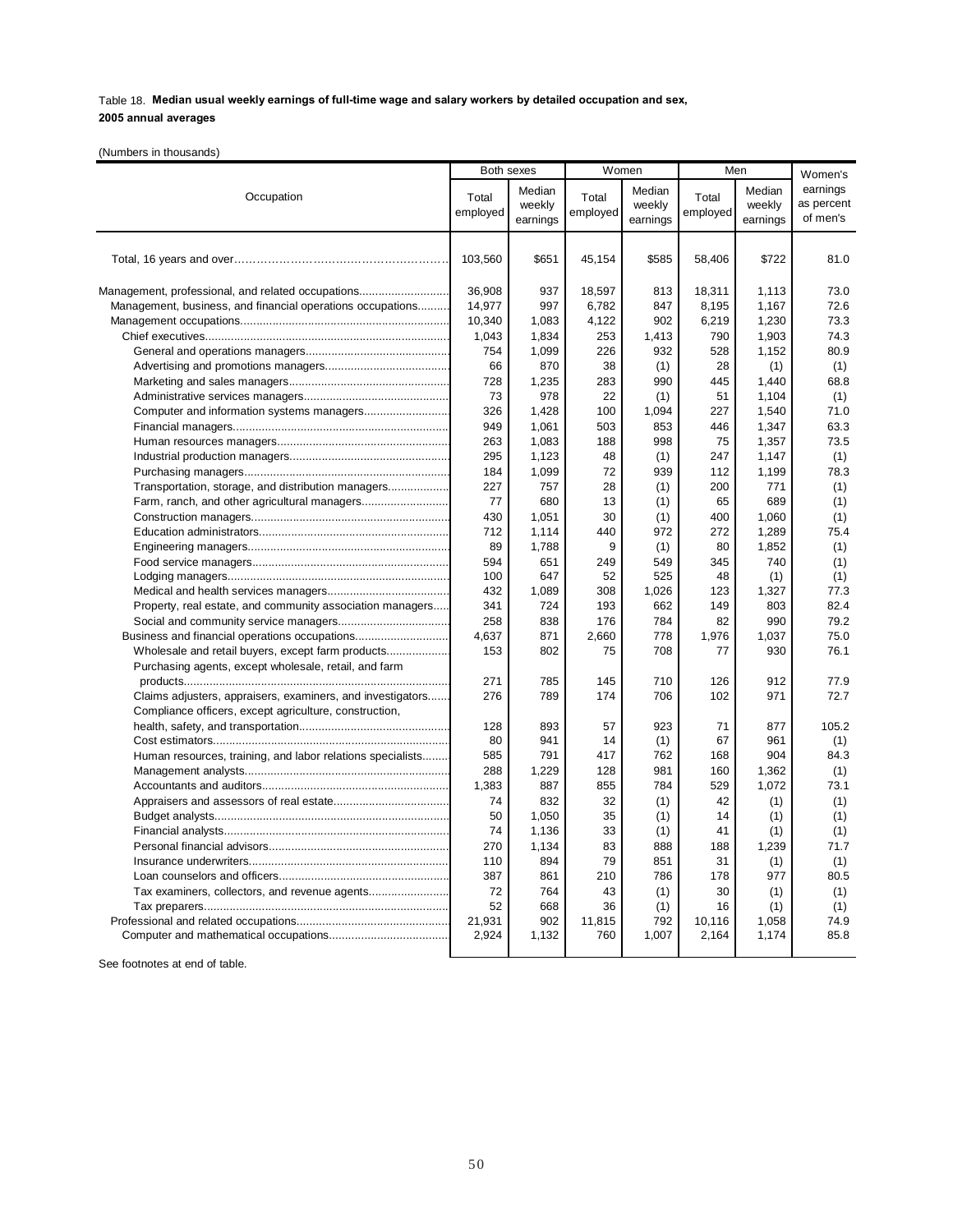Table 18. **Median usual weekly earnings of full-time wage and salary workers by detailed occupation and sex, 2005 annual averages**

(Numbers in thousands)

| Occupation | Both sexes | | Women | | Men | | Women's earnings as percent of men's |
|---|---|---|---|---|---|---|---|
| | Total employed | Median weekly earnings | Total employed | Median weekly earnings | Total employed | Median weekly earnings | |
| Total, 16 years and over | 103,560 | $651 | 45,154 | $585 | 58,406 | $722 | 81.0 |
| Management, professional, and related occupations | 36,908 | 937 | 18,597 | 813 | 18,311 | 1,113 | 73.0 |
| Management, business, and financial operations occupations | 14,977 | 997 | 6,782 | 847 | 8,195 | 1,167 | 72.6 |
| Management occupations | 10,340 | 1,083 | 4,122 | 902 | 6,219 | 1,230 | 73.3 |
| Chief executives | 1,043 | 1,834 | 253 | 1,413 | 790 | 1,903 | 74.3 |
| General and operations managers | 754 | 1,099 | 226 | 932 | 528 | 1,152 | 80.9 |
| Advertising and promotions managers | 66 | 870 | 38 | (1) | 28 | (1) | (1) |
| Marketing and sales managers | 728 | 1,235 | 283 | 990 | 445 | 1,440 | 68.8 |
| Administrative services managers | 73 | 978 | 22 | (1) | 51 | 1,104 | (1) |
| Computer and information systems managers | 326 | 1,428 | 100 | 1,094 | 227 | 1,540 | 71.0 |
| Financial managers | 949 | 1,061 | 503 | 853 | 446 | 1,347 | 63.3 |
| Human resources managers | 263 | 1,083 | 188 | 998 | 75 | 1,357 | 73.5 |
| Industrial production managers | 295 | 1,123 | 48 | (1) | 247 | 1,147 | (1) |
| Purchasing managers | 184 | 1,099 | 72 | 939 | 112 | 1,199 | 78.3 |
| Transportation, storage, and distribution managers | 227 | 757 | 28 | (1) | 200 | 771 | (1) |
| Farm, ranch, and other agricultural managers | 77 | 680 | 13 | (1) | 65 | 689 | (1) |
| Construction managers | 430 | 1,051 | 30 | (1) | 400 | 1,060 | (1) |
| Education administrators | 712 | 1,114 | 440 | 972 | 272 | 1,289 | 75.4 |
| Engineering managers | 89 | 1,788 | 9 | (1) | 80 | 1,852 | (1) |
| Food service managers | 594 | 651 | 249 | 549 | 345 | 740 | (1) |
| Lodging managers | 100 | 647 | 52 | 525 | 48 | (1) | (1) |
| Medical and health services managers | 432 | 1,089 | 308 | 1,026 | 123 | 1,327 | 77.3 |
| Property, real estate, and community association managers | 341 | 724 | 193 | 662 | 149 | 803 | 82.4 |
| Social and community service managers | 258 | 838 | 176 | 784 | 82 | 990 | 79.2 |
| Business and financial operations occupations | 4,637 | 871 | 2,660 | 778 | 1,976 | 1,037 | 75.0 |
| Wholesale and retail buyers, except farm products | 153 | 802 | 75 | 708 | 77 | 930 | 76.1 |
| Purchasing agents, except wholesale, retail, and farm products | 271 | 785 | 145 | 710 | 126 | 912 | 77.9 |
| Claims adjusters, appraisers, examiners, and investigators | 276 | 789 | 174 | 706 | 102 | 971 | 72.7 |
| Compliance officers, except agriculture, construction, health, safety, and transportation | 128 | 893 | 57 | 923 | 71 | 877 | 105.2 |
| Cost estimators | 80 | 941 | 14 | (1) | 67 | 961 | (1) |
| Human resources, training, and labor relations specialists | 585 | 791 | 417 | 762 | 168 | 904 | 84.3 |
| Management analysts | 288 | 1,229 | 128 | 981 | 160 | 1,362 | (1) |
| Accountants and auditors | 1,383 | 887 | 855 | 784 | 529 | 1,072 | 73.1 |
| Appraisers and assessors of real estate | 74 | 832 | 32 | (1) | 42 | (1) | (1) |
| Budget analysts | 50 | 1,050 | 35 | (1) | 14 | (1) | (1) |
| Financial analysts | 74 | 1,136 | 33 | (1) | 41 | (1) | (1) |
| Personal financial advisors | 270 | 1,134 | 83 | 888 | 188 | 1,239 | 71.7 |
| Insurance underwriters | 110 | 894 | 79 | 851 | 31 | (1) | (1) |
| Loan counselors and officers | 387 | 861 | 210 | 786 | 178 | 977 | 80.5 |
| Tax examiners, collectors, and revenue agents | 72 | 764 | 43 | (1) | 30 | (1) | (1) |
| Tax preparers | 52 | 668 | 36 | (1) | 16 | (1) | (1) |
| Professional and related occupations | 21,931 | 902 | 11,815 | 792 | 10,116 | 1,058 | 74.9 |
| Computer and mathematical occupations | 2,924 | 1,132 | 760 | 1,007 | 2,164 | 1,174 | 85.8 |

See footnotes at end of table.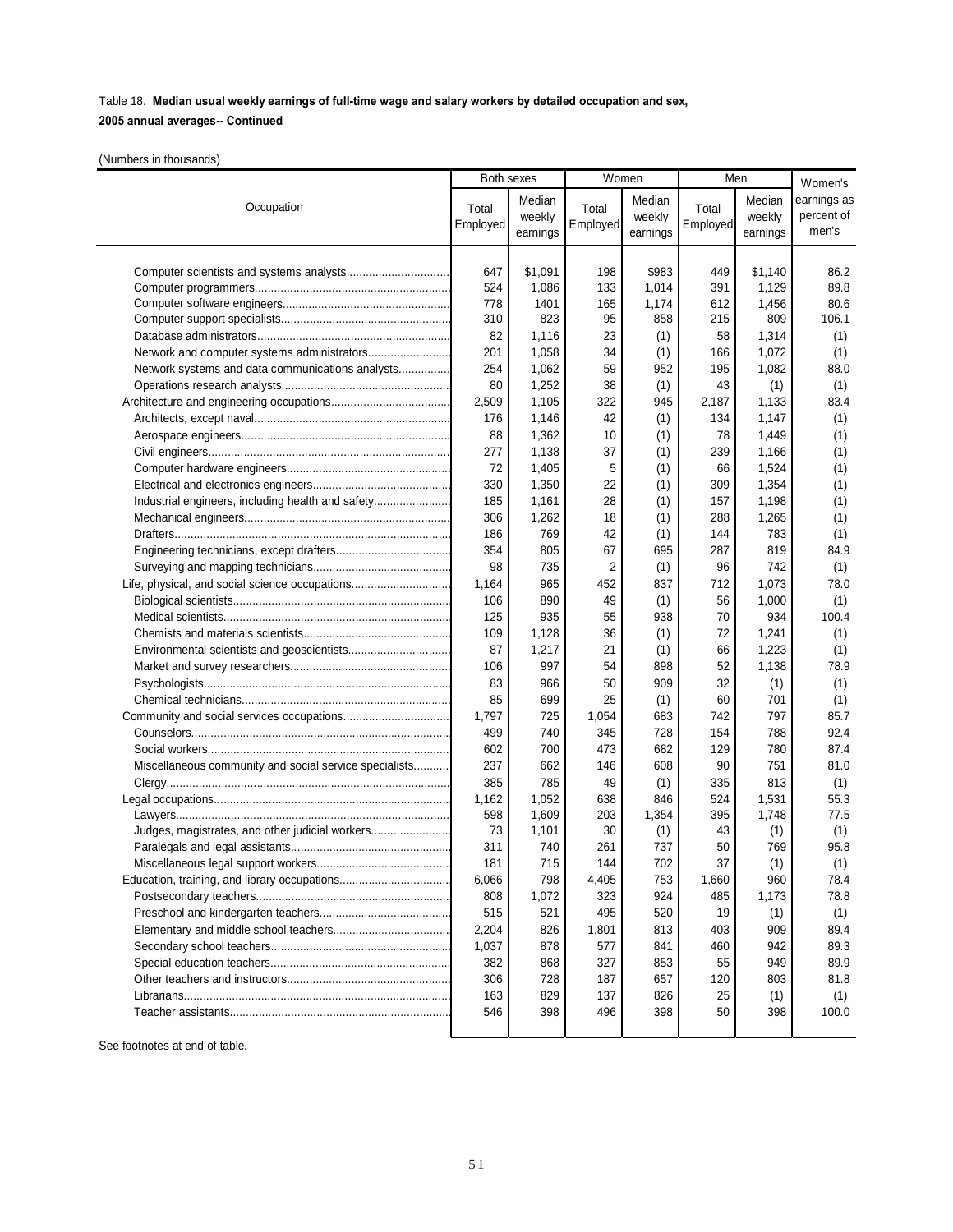Table 18. **Median usual weekly earnings of full-time wage and salary workers by detailed occupation and sex, 2005 annual averages-- Continued**

(Numbers in thousands)

| Occupation | Both sexes | | Women | | Men | | Women's earnings as percent of men's |
|---|---|---|---|---|---|---|---|
| | Total Employed | Median weekly earnings | Total Employed | Median weekly earnings | Total Employed | Median weekly earnings | |
| Computer scientists and systems analysts | 647 | $1,091 | 198 | $983 | 449 | $1,140 | 86.2 |
| Computer programmers | 524 | 1,086 | 133 | 1,014 | 391 | 1,129 | 89.8 |
| Computer software engineers | 778 | 1401 | 165 | 1,174 | 612 | 1,456 | 80.6 |
| Computer support specialists | 310 | 823 | 95 | 858 | 215 | 809 | 106.1 |
| Database administrators | 82 | 1,116 | 23 | (1) | 58 | 1,314 | (1) |
| Network and computer systems administrators | 201 | 1,058 | 34 | (1) | 166 | 1,072 | (1) |
| Network systems and data communications analysts | 254 | 1,062 | 59 | 952 | 195 | 1,082 | 88.0 |
| Operations research analysts | 80 | 1,252 | 38 | (1) | 43 | (1) | (1) |
| Architecture and engineering occupations | 2,509 | 1,105 | 322 | 945 | 2,187 | 1,133 | 83.4 |
| Architects, except naval | 176 | 1,146 | 42 | (1) | 134 | 1,147 | (1) |
| Aerospace engineers | 88 | 1,362 | 10 | (1) | 78 | 1,449 | (1) |
| Civil engineers | 277 | 1,138 | 37 | (1) | 239 | 1,166 | (1) |
| Computer hardware engineers | 72 | 1,405 | 5 | (1) | 66 | 1,524 | (1) |
| Electrical and electronics engineers | 330 | 1,350 | 22 | (1) | 309 | 1,354 | (1) |
| Industrial engineers, including health and safety | 185 | 1,161 | 28 | (1) | 157 | 1,198 | (1) |
| Mechanical engineers | 306 | 1,262 | 18 | (1) | 288 | 1,265 | (1) |
| Drafters | 186 | 769 | 42 | (1) | 144 | 783 | (1) |
| Engineering technicians, except drafters | 354 | 805 | 67 | 695 | 287 | 819 | 84.9 |
| Surveying and mapping technicians | 98 | 735 | 2 | (1) | 96 | 742 | (1) |
| Life, physical, and social science occupations | 1,164 | 965 | 452 | 837 | 712 | 1,073 | 78.0 |
| Biological scientists | 106 | 890 | 49 | (1) | 56 | 1,000 | (1) |
| Medical scientists | 125 | 935 | 55 | 938 | 70 | 934 | 100.4 |
| Chemists and materials scientists | 109 | 1,128 | 36 | (1) | 72 | 1,241 | (1) |
| Environmental scientists and geoscientists | 87 | 1,217 | 21 | (1) | 66 | 1,223 | (1) |
| Market and survey researchers | 106 | 997 | 54 | 898 | 52 | 1,138 | 78.9 |
| Psychologists | 83 | 966 | 50 | 909 | 32 | (1) | (1) |
| Chemical technicians | 85 | 699 | 25 | (1) | 60 | 701 | (1) |
| Community and social services occupations | 1,797 | 725 | 1,054 | 683 | 742 | 797 | 85.7 |
| Counselors | 499 | 740 | 345 | 728 | 154 | 788 | 92.4 |
| Social workers | 602 | 700 | 473 | 682 | 129 | 780 | 87.4 |
| Miscellaneous community and social service specialists | 237 | 662 | 146 | 608 | 90 | 751 | 81.0 |
| Clergy | 385 | 785 | 49 | (1) | 335 | 813 | (1) |
| Legal occupations | 1,162 | 1,052 | 638 | 846 | 524 | 1,531 | 55.3 |
| Lawyers | 598 | 1,609 | 203 | 1,354 | 395 | 1,748 | 77.5 |
| Judges, magistrates, and other judicial workers | 73 | 1,101 | 30 | (1) | 43 | (1) | (1) |
| Paralegals and legal assistants | 311 | 740 | 261 | 737 | 50 | 769 | 95.8 |
| Miscellaneous legal support workers | 181 | 715 | 144 | 702 | 37 | (1) | (1) |
| Education, training, and library occupations | 6,066 | 798 | 4,405 | 753 | 1,660 | 960 | 78.4 |
| Postsecondary teachers | 808 | 1,072 | 323 | 924 | 485 | 1,173 | 78.8 |
| Preschool and kindergarten teachers | 515 | 521 | 495 | 520 | 19 | (1) | (1) |
| Elementary and middle school teachers | 2,204 | 826 | 1,801 | 813 | 403 | 909 | 89.4 |
| Secondary school teachers | 1,037 | 878 | 577 | 841 | 460 | 942 | 89.3 |
| Special education teachers | 382 | 868 | 327 | 853 | 55 | 949 | 89.9 |
| Other teachers and instructors | 306 | 728 | 187 | 657 | 120 | 803 | 81.8 |
| Librarians | 163 | 829 | 137 | 826 | 25 | (1) | (1) |
| Teacher assistants | 546 | 398 | 496 | 398 | 50 | 398 | 100.0 |

See footnotes at end of table.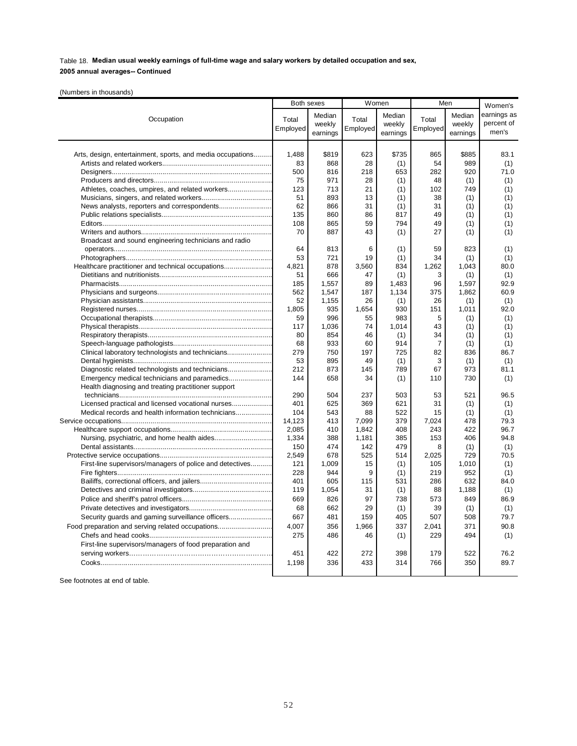Table 18. **Median usual weekly earnings of full-time wage and salary workers by detailed occupation and sex, 2005 annual averages-- Continued**

(Numbers in thousands)

| Occupation | Both sexes | | Women | | Men | | Women's earnings as percent of men's |
|---|---|---|---|---|---|---|---|
| | Total Employed | Median weekly earnings | Total Employed | Median weekly earnings | Total Employed | Median weekly earnings | |
| Arts, design, entertainment, sports, and media occupations | 1,488 | $819 | 623 | $735 | 865 | $885 | 83.1 |
| Artists and related workers | 83 | 868 | 28 | (1) | 54 | 989 | (1) |
| Designers | 500 | 816 | 218 | 653 | 282 | 920 | 71.0 |
| Producers and directors | 75 | 971 | 28 | (1) | 48 | (1) | (1) |
| Athletes, coaches, umpires, and related workers | 123 | 713 | 21 | (1) | 102 | 749 | (1) |
| Musicians, singers, and related workers | 51 | 893 | 13 | (1) | 38 | (1) | (1) |
| News analysts, reporters and correspondents | 62 | 866 | 31 | (1) | 31 | (1) | (1) |
| Public relations specialists | 135 | 860 | 86 | 817 | 49 | (1) | (1) |
| Editors | 108 | 865 | 59 | 794 | 49 | (1) | (1) |
| Writers and authors | 70 | 887 | 43 | (1) | 27 | (1) | (1) |
| Broadcast and sound engineering technicians and radio operators | 64 | 813 | 6 | (1) | 59 | 823 | (1) |
| Photographers | 53 | 721 | 19 | (1) | 34 | (1) | (1) |
| Healthcare practitioner and technical occupations | 4,821 | 878 | 3,560 | 834 | 1,262 | 1,043 | 80.0 |
| Dietitians and nutritionists | 51 | 666 | 47 | (1) | 3 | (1) | (1) |
| Pharmacists | 185 | 1,557 | 89 | 1,483 | 96 | 1,597 | 92.9 |
| Physicians and surgeons | 562 | 1,547 | 187 | 1,134 | 375 | 1,862 | 60.9 |
| Physician assistants | 52 | 1,155 | 26 | (1) | 26 | (1) | (1) |
| Registered nurses | 1,805 | 935 | 1,654 | 930 | 151 | 1,011 | 92.0 |
| Occupational therapists | 59 | 996 | 55 | 983 | 5 | (1) | (1) |
| Physical therapists | 117 | 1,036 | 74 | 1,014 | 43 | (1) | (1) |
| Respiratory therapists | 80 | 854 | 46 | (1) | 34 | (1) | (1) |
| Speech-language pathologists | 68 | 933 | 60 | 914 | 7 | (1) | (1) |
| Clinical laboratory technologists and technicians | 279 | 750 | 197 | 725 | 82 | 836 | 86.7 |
| Dental hygienists | 53 | 895 | 49 | (1) | 3 | (1) | (1) |
| Diagnostic related technologists and technicians | 212 | 873 | 145 | 789 | 67 | 973 | 81.1 |
| Emergency medical technicians and paramedics | 144 | 658 | 34 | (1) | 110 | 730 | (1) |
| Health diagnosing and treating practitioner support technicians | 290 | 504 | 237 | 503 | 53 | 521 | 96.5 |
| Licensed practical and licensed vocational nurses | 401 | 625 | 369 | 621 | 31 | (1) | (1) |
| Medical records and health information technicians | 104 | 543 | 88 | 522 | 15 | (1) | (1) |
| Service occupations | 14,123 | 413 | 7,099 | 379 | 7,024 | 478 | 79.3 |
| Healthcare support occupations | 2,085 | 410 | 1,842 | 408 | 243 | 422 | 96.7 |
| Nursing, psychiatric, and home health aides | 1,334 | 388 | 1,181 | 385 | 153 | 406 | 94.8 |
| Dental assistants | 150 | 474 | 142 | 479 | 8 | (1) | (1) |
| Protective service occupations | 2,549 | 678 | 525 | 514 | 2,025 | 729 | 70.5 |
| First-line supervisors/managers of police and detectives | 121 | 1,009 | 15 | (1) | 105 | 1,010 | (1) |
| Fire fighters | 228 | 944 | 9 | (1) | 219 | 952 | (1) |
| Bailiffs, correctional officers, and jailers | 401 | 605 | 115 | 531 | 286 | 632 | 84.0 |
| Detectives and criminal investigators | 119 | 1,054 | 31 | (1) | 88 | 1,188 | (1) |
| Police and sheriff's patrol officers | 669 | 826 | 97 | 738 | 573 | 849 | 86.9 |
| Private detectives and investigators | 68 | 662 | 29 | (1) | 39 | (1) | (1) |
| Security guards and gaming surveillance officers | 667 | 481 | 159 | 405 | 507 | 508 | 79.7 |
| Food preparation and serving related occupations | 4,007 | 356 | 1,966 | 337 | 2,041 | 371 | 90.8 |
| Chefs and head cooks | 275 | 486 | 46 | (1) | 229 | 494 | (1) |
| First-line supervisors/managers of food preparation and serving workers | 451 | 422 | 272 | 398 | 179 | 522 | 76.2 |
| Cooks | 1,198 | 336 | 433 | 314 | 766 | 350 | 89.7 |

See footnotes at end of table.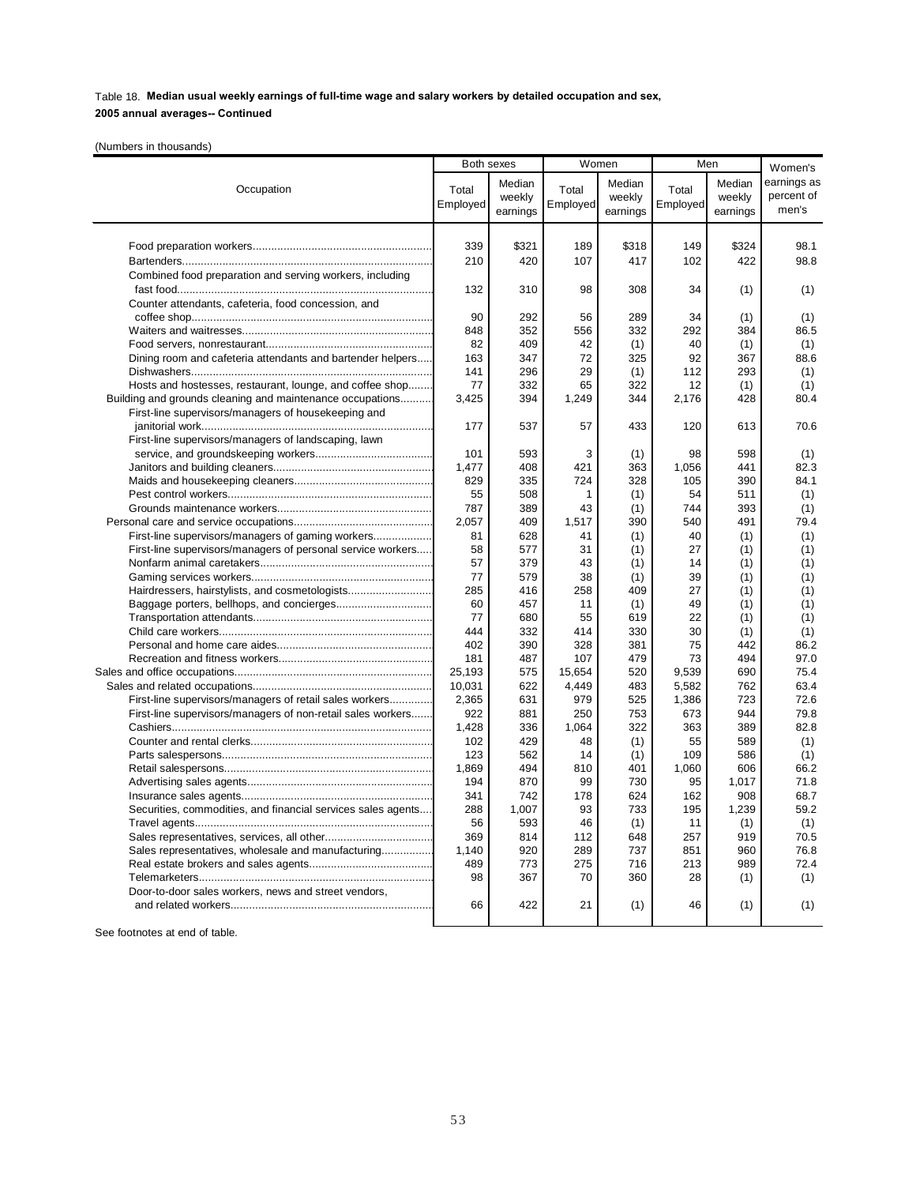Table 18. **Median usual weekly earnings of full-time wage and salary workers by detailed occupation and sex, 2005 annual averages-- Continued**

(Numbers in thousands)

| Occupation | Both sexes | | Women | | Men | | Women's earnings as percent of men's |
|---|---|---|---|---|---|---|---|
| | Total Employed | Median weekly earnings | Total Employed | Median weekly earnings | Total Employed | Median weekly earnings | |
| Food preparation workers | 339 | $321 | 189 | $318 | 149 | $324 | 98.1 |
| Bartenders | 210 | 420 | 107 | 417 | 102 | 422 | 98.8 |
| Combined food preparation and serving workers, including fast food | 132 | 310 | 98 | 308 | 34 | (1) | (1) |
| Counter attendants, cafeteria, food concession, and coffee shop | 90 | 292 | 56 | 289 | 34 | (1) | (1) |
| Waiters and waitresses | 848 | 352 | 556 | 332 | 292 | 384 | 86.5 |
| Food servers, nonrestaurant | 82 | 409 | 42 | (1) | 40 | (1) | (1) |
| Dining room and cafeteria attendants and bartender helpers | 163 | 347 | 72 | 325 | 92 | 367 | 88.6 |
| Dishwashers | 141 | 296 | 29 | (1) | 112 | 293 | (1) |
| Hosts and hostesses, restaurant, lounge, and coffee shop | 77 | 332 | 65 | 322 | 12 | (1) | (1) |
| Building and grounds cleaning and maintenance occupations | 3,425 | 394 | 1,249 | 344 | 2,176 | 428 | 80.4 |
| First-line supervisors/managers of housekeeping and janitorial work | 177 | 537 | 57 | 433 | 120 | 613 | 70.6 |
| First-line supervisors/managers of landscaping, lawn service, and groundskeeping workers | 101 | 593 | 3 | (1) | 98 | 598 | (1) |
| Janitors and building cleaners | 1,477 | 408 | 421 | 363 | 1,056 | 441 | 82.3 |
| Maids and housekeeping cleaners | 829 | 335 | 724 | 328 | 105 | 390 | 84.1 |
| Pest control workers | 55 | 508 | 1 | (1) | 54 | 511 | (1) |
| Grounds maintenance workers | 787 | 389 | 43 | (1) | 744 | 393 | (1) |
| Personal care and service occupations | 2,057 | 409 | 1,517 | 390 | 540 | 491 | 79.4 |
| First-line supervisors/managers of gaming workers | 81 | 628 | 41 | (1) | 40 | (1) | (1) |
| First-line supervisors/managers of personal service workers | 58 | 577 | 31 | (1) | 27 | (1) | (1) |
| Nonfarm animal caretakers | 57 | 379 | 43 | (1) | 14 | (1) | (1) |
| Gaming services workers | 77 | 579 | 38 | (1) | 39 | (1) | (1) |
| Hairdressers, hairstylists, and cosmetologists | 285 | 416 | 258 | 409 | 27 | (1) | (1) |
| Baggage porters, bellhops, and concierges | 60 | 457 | 11 | (1) | 49 | (1) | (1) |
| Transportation attendants | 77 | 680 | 55 | 619 | 22 | (1) | (1) |
| Child care workers | 444 | 332 | 414 | 330 | 30 | (1) | (1) |
| Personal and home care aides | 402 | 390 | 328 | 381 | 75 | 442 | 86.2 |
| Recreation and fitness workers | 181 | 487 | 107 | 479 | 73 | 494 | 97.0 |
| Sales and office occupations | 25,193 | 575 | 15,654 | 520 | 9,539 | 690 | 75.4 |
| Sales and related occupations | 10,031 | 622 | 4,449 | 483 | 5,582 | 762 | 63.4 |
| First-line supervisors/managers of retail sales workers | 2,365 | 631 | 979 | 525 | 1,386 | 723 | 72.6 |
| First-line supervisors/managers of non-retail sales workers | 922 | 881 | 250 | 753 | 673 | 944 | 79.8 |
| Cashiers | 1,428 | 336 | 1,064 | 322 | 363 | 389 | 82.8 |
| Counter and rental clerks | 102 | 429 | 48 | (1) | 55 | 589 | (1) |
| Parts salespersons | 123 | 562 | 14 | (1) | 109 | 586 | (1) |
| Retail salespersons | 1,869 | 494 | 810 | 401 | 1,060 | 606 | 66.2 |
| Advertising sales agents | 194 | 870 | 99 | 730 | 95 | 1,017 | 71.8 |
| Insurance sales agents | 341 | 742 | 178 | 624 | 162 | 908 | 68.7 |
| Securities, commodities, and financial services sales agents | 288 | 1,007 | 93 | 733 | 195 | 1,239 | 59.2 |
| Travel agents | 56 | 593 | 46 | (1) | 11 | (1) | (1) |
| Sales representatives, services, all other | 369 | 814 | 112 | 648 | 257 | 919 | 70.5 |
| Sales representatives, wholesale and manufacturing | 1,140 | 920 | 289 | 737 | 851 | 960 | 76.8 |
| Real estate brokers and sales agents | 489 | 773 | 275 | 716 | 213 | 989 | 72.4 |
| Telemarketers | 98 | 367 | 70 | 360 | 28 | (1) | (1) |
| Door-to-door sales workers, news and street vendors, and related workers | 66 | 422 | 21 | (1) | 46 | (1) | (1) |

See footnotes at end of table.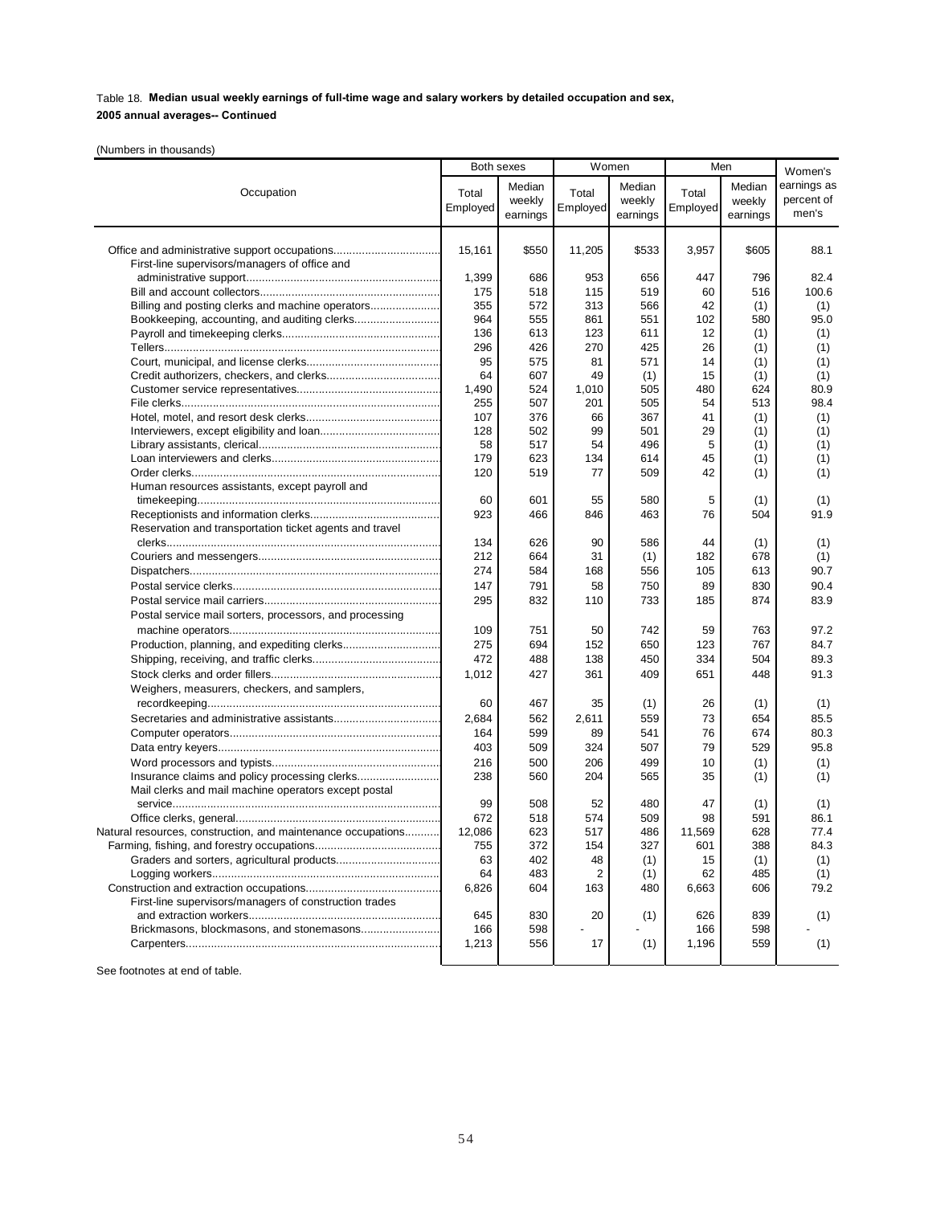Table 18. **Median usual weekly earnings of full-time wage and salary workers by detailed occupation and sex, 2005 annual averages-- Continued**

(Numbers in thousands)

| Occupation | Both sexes | | Women | | Men | | Women's earnings as percent of men's |
|---|---|---|---|---|---|---|---|
| | Total Employed | Median weekly earnings | Total Employed | Median weekly earnings | Total Employed | Median weekly earnings | |
| Office and administrative support occupations | 15,161 | $550 | 11,205 | $533 | 3,957 | $605 | 88.1 |
| First-line supervisors/managers of office and administrative support | 1,399 | 686 | 953 | 656 | 447 | 796 | 82.4 |
| Bill and account collectors | 175 | 518 | 115 | 519 | 60 | 516 | 100.6 |
| Billing and posting clerks and machine operators | 355 | 572 | 313 | 566 | 42 | (1) | (1) |
| Bookkeeping, accounting, and auditing clerks | 964 | 555 | 861 | 551 | 102 | 580 | 95.0 |
| Payroll and timekeeping clerks | 136 | 613 | 123 | 611 | 12 | (1) | (1) |
| Tellers | 296 | 426 | 270 | 425 | 26 | (1) | (1) |
| Court, municipal, and license clerks | 95 | 575 | 81 | 571 | 14 | (1) | (1) |
| Credit authorizers, checkers, and clerks | 64 | 607 | 49 | (1) | 15 | (1) | (1) |
| Customer service representatives | 1,490 | 524 | 1,010 | 505 | 480 | 624 | 80.9 |
| File clerks | 255 | 507 | 201 | 505 | 54 | 513 | 98.4 |
| Hotel, motel, and resort desk clerks | 107 | 376 | 66 | 367 | 41 | (1) | (1) |
| Interviewers, except eligibility and loan | 128 | 502 | 99 | 501 | 29 | (1) | (1) |
| Library assistants, clerical | 58 | 517 | 54 | 496 | 5 | (1) | (1) |
| Loan interviewers and clerks | 179 | 623 | 134 | 614 | 45 | (1) | (1) |
| Order clerks | 120 | 519 | 77 | 509 | 42 | (1) | (1) |
| Human resources assistants, except payroll and timekeeping | 60 | 601 | 55 | 580 | 5 | (1) | (1) |
| Receptionists and information clerks | 923 | 466 | 846 | 463 | 76 | 504 | 91.9 |
| Reservation and transportation ticket agents and travel clerks | 134 | 626 | 90 | 586 | 44 | (1) | (1) |
| Couriers and messengers | 212 | 664 | 31 | (1) | 182 | 678 | (1) |
| Dispatchers | 274 | 584 | 168 | 556 | 105 | 613 | 90.7 |
| Postal service clerks | 147 | 791 | 58 | 750 | 89 | 830 | 90.4 |
| Postal service mail carriers | 295 | 832 | 110 | 733 | 185 | 874 | 83.9 |
| Postal service mail sorters, processors, and processing machine operators | 109 | 751 | 50 | 742 | 59 | 763 | 97.2 |
| Production, planning, and expediting clerks | 275 | 694 | 152 | 650 | 123 | 767 | 84.7 |
| Shipping, receiving, and traffic clerks | 472 | 488 | 138 | 450 | 334 | 504 | 89.3 |
| Stock clerks and order fillers | 1,012 | 427 | 361 | 409 | 651 | 448 | 91.3 |
| Weighers, measurers, checkers, and samplers, recordkeeping | 60 | 467 | 35 | (1) | 26 | (1) | (1) |
| Secretaries and administrative assistants | 2,684 | 562 | 2,611 | 559 | 73 | 654 | 85.5 |
| Computer operators | 164 | 599 | 89 | 541 | 76 | 674 | 80.3 |
| Data entry keyers | 403 | 509 | 324 | 507 | 79 | 529 | 95.8 |
| Word processors and typists | 216 | 500 | 206 | 499 | 10 | (1) | (1) |
| Insurance claims and policy processing clerks | 238 | 560 | 204 | 565 | 35 | (1) | (1) |
| Mail clerks and mail machine operators except postal service | 99 | 508 | 52 | 480 | 47 | (1) | (1) |
| Office clerks, general | 672 | 518 | 574 | 509 | 98 | 591 | 86.1 |
| Natural resources, construction, and maintenance occupations | 12,086 | 623 | 517 | 486 | 11,569 | 628 | 77.4 |
| Farming, fishing, and forestry occupations | 755 | 372 | 154 | 327 | 601 | 388 | 84.3 |
| Graders and sorters, agricultural products | 63 | 402 | 48 | (1) | 15 | (1) | (1) |
| Logging workers | 64 | 483 | 2 | (1) | 62 | 485 | (1) |
| Construction and extraction occupations | 6,826 | 604 | 163 | 480 | 6,663 | 606 | 79.2 |
| First-line supervisors/managers of construction trades and extraction workers | 645 | 830 | 20 | (1) | 626 | 839 | (1) |
| Brickmasons, blockmasons, and stonemasons | 166 | 598 | - | - | 166 | 598 | - |
| Carpenters | 1,213 | 556 | 17 | (1) | 1,196 | 559 | (1) |

See footnotes at end of table.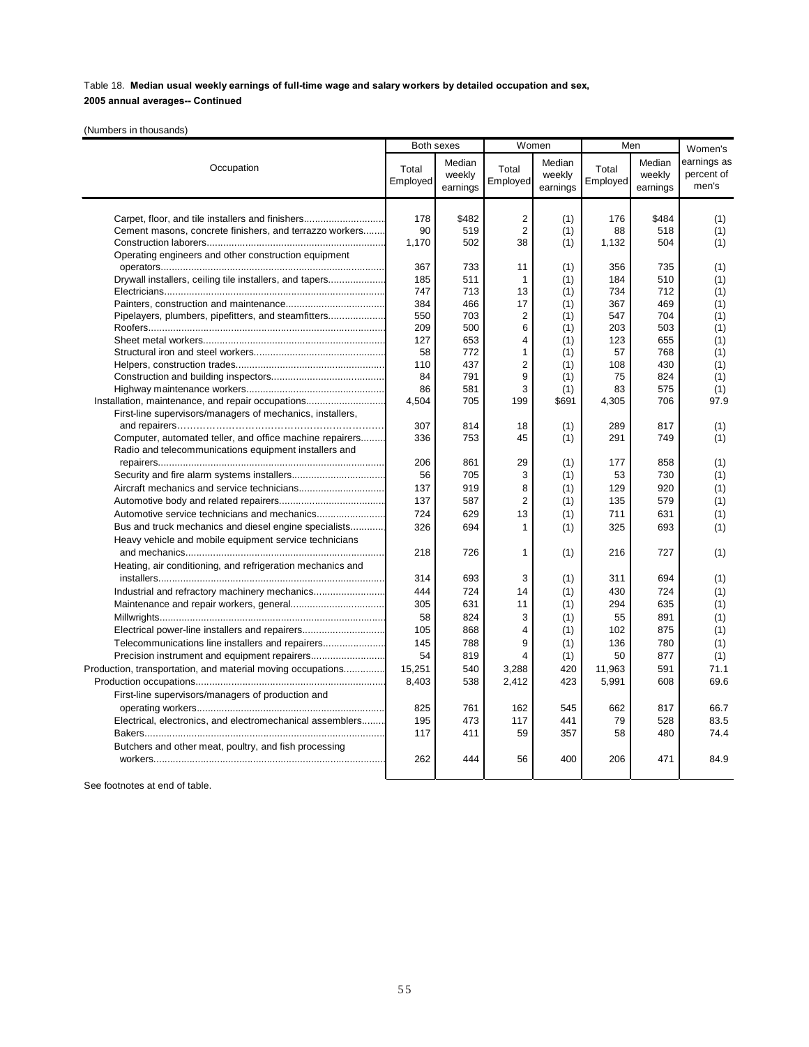Table 18. **Median usual weekly earnings of full-time wage and salary workers by detailed occupation and sex, 2005 annual averages-- Continued**

(Numbers in thousands)

| Occupation | Both sexes | | Women | | Men | | Women's earnings as percent of men's |
|---|---|---|---|---|---|---|---|
| | Total Employed | Median weekly earnings | Total Employed | Median weekly earnings | Total Employed | Median weekly earnings | |
| Carpet, floor, and tile installers and finishers | 178 | $482 | 2 | (1) | 176 | $484 | (1) |
| Cement masons, concrete finishers, and terrazzo workers | 90 | 519 | 2 | (1) | 88 | 518 | (1) |
| Construction laborers | 1,170 | 502 | 38 | (1) | 1,132 | 504 | (1) |
| Operating engineers and other construction equipment operators | 367 | 733 | 11 | (1) | 356 | 735 | (1) |
| Drywall installers, ceiling tile installers, and tapers | 185 | 511 | 1 | (1) | 184 | 510 | (1) |
| Electricians | 747 | 713 | 13 | (1) | 734 | 712 | (1) |
| Painters, construction and maintenance | 384 | 466 | 17 | (1) | 367 | 469 | (1) |
| Pipelayers, plumbers, pipefitters, and steamfitters | 550 | 703 | 2 | (1) | 547 | 704 | (1) |
| Roofers | 209 | 500 | 6 | (1) | 203 | 503 | (1) |
| Sheet metal workers | 127 | 653 | 4 | (1) | 123 | 655 | (1) |
| Structural iron and steel workers | 58 | 772 | 1 | (1) | 57 | 768 | (1) |
| Helpers, construction trades | 110 | 437 | 2 | (1) | 108 | 430 | (1) |
| Construction and building inspectors | 84 | 791 | 9 | (1) | 75 | 824 | (1) |
| Highway maintenance workers | 86 | 581 | 3 | (1) | 83 | 575 | (1) |
| Installation, maintenance, and repair occupations | 4,504 | 705 | 199 | $691 | 4,305 | 706 | 97.9 |
| First-line supervisors/managers of mechanics, installers, and repairers | 307 | 814 | 18 | (1) | 289 | 817 | (1) |
| Computer, automated teller, and office machine repairers | 336 | 753 | 45 | (1) | 291 | 749 | (1) |
| Radio and telecommunications equipment installers and repairers | 206 | 861 | 29 | (1) | 177 | 858 | (1) |
| Security and fire alarm systems installers | 56 | 705 | 3 | (1) | 53 | 730 | (1) |
| Aircraft mechanics and service technicians | 137 | 919 | 8 | (1) | 129 | 920 | (1) |
| Automotive body and related repairers | 137 | 587 | 2 | (1) | 135 | 579 | (1) |
| Automotive service technicians and mechanics | 724 | 629 | 13 | (1) | 711 | 631 | (1) |
| Bus and truck mechanics and diesel engine specialists | 326 | 694 | 1 | (1) | 325 | 693 | (1) |
| Heavy vehicle and mobile equipment service technicians and mechanics | 218 | 726 | 1 | (1) | 216 | 727 | (1) |
| Heating, air conditioning, and refrigeration mechanics and installers | 314 | 693 | 3 | (1) | 311 | 694 | (1) |
| Industrial and refractory machinery mechanics | 444 | 724 | 14 | (1) | 430 | 724 | (1) |
| Maintenance and repair workers, general | 305 | 631 | 11 | (1) | 294 | 635 | (1) |
| Millwrights | 58 | 824 | 3 | (1) | 55 | 891 | (1) |
| Electrical power-line installers and repairers | 105 | 868 | 4 | (1) | 102 | 875 | (1) |
| Telecommunications line installers and repairers | 145 | 788 | 9 | (1) | 136 | 780 | (1) |
| Precision instrument and equipment repairers | 54 | 819 | 4 | (1) | 50 | 877 | (1) |
| Production, transportation, and material moving occupations | 15,251 | 540 | 3,288 | 420 | 11,963 | 591 | 71.1 |
| Production occupations | 8,403 | 538 | 2,412 | 423 | 5,991 | 608 | 69.6 |
| First-line supervisors/managers of production and operating workers | 825 | 761 | 162 | 545 | 662 | 817 | 66.7 |
| Electrical, electronics, and electromechanical assemblers | 195 | 473 | 117 | 441 | 79 | 528 | 83.5 |
| Bakers | 117 | 411 | 59 | 357 | 58 | 480 | 74.4 |
| Butchers and other meat, poultry, and fish processing workers | 262 | 444 | 56 | 400 | 206 | 471 | 84.9 |

See footnotes at end of table.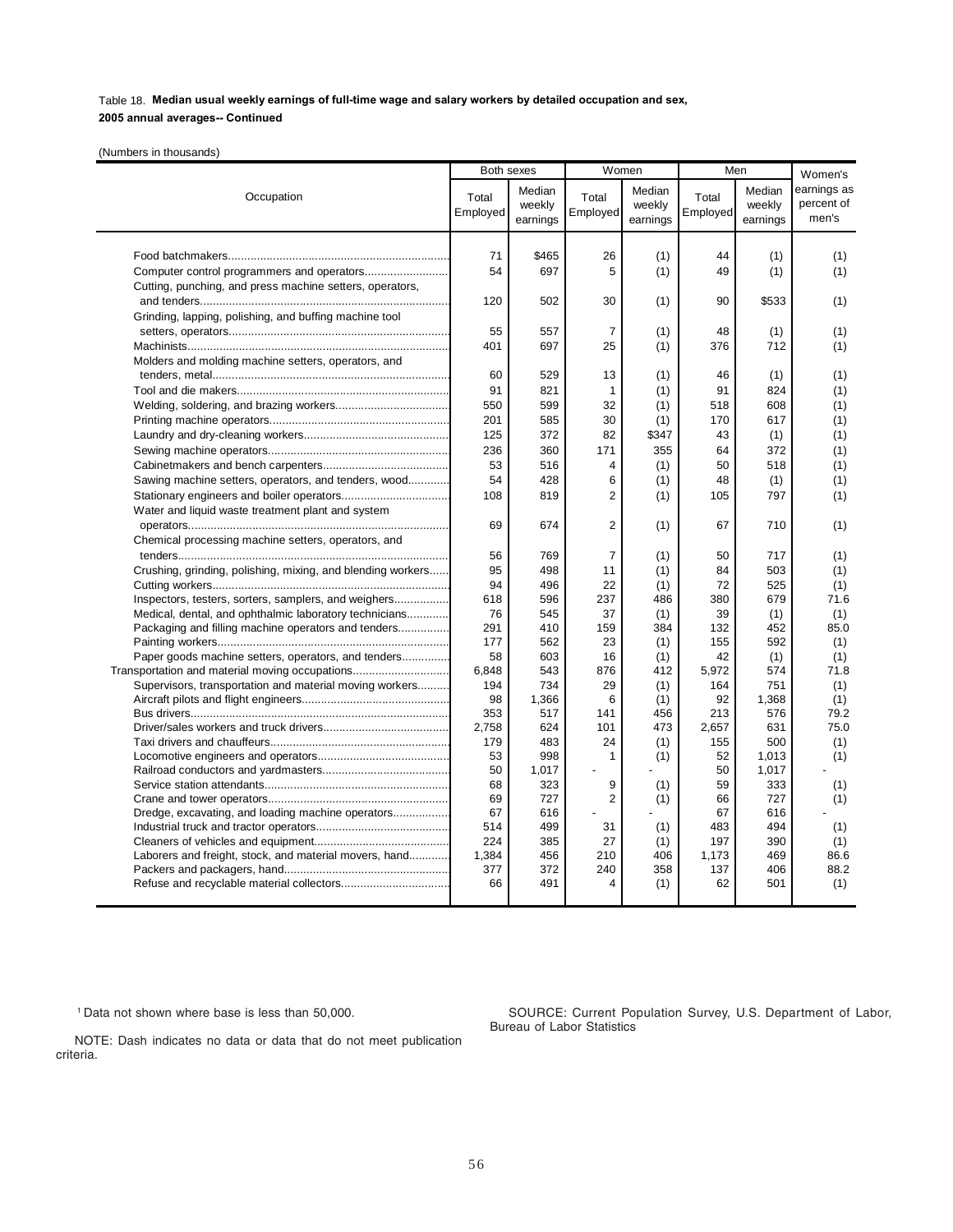Table 18. **Median usual weekly earnings of full-time wage and salary workers by detailed occupation and sex, 2005 annual averages-- Continued**

(Numbers in thousands)

| Occupation | Both sexes | | Women | | Men | | Women's earnings as percent of men's |
|---|---|---|---|---|---|---|---|
| | Total Employed | Median weekly earnings | Total Employed | Median weekly earnings | Total Employed | Median weekly earnings | |
| Food batchmakers | 71 | $465 | 26 | (1) | 44 | (1) | (1) |
| Computer control programmers and operators | 54 | 697 | 5 | (1) | 49 | (1) | (1) |
| Cutting, punching, and press machine setters, operators, and tenders | 120 | 502 | 30 | (1) | 90 | $533 | (1) |
| Grinding, lapping, polishing, and buffing machine tool setters, operators | 55 | 557 | 7 | (1) | 48 | (1) | (1) |
| Machinists | 401 | 697 | 25 | (1) | 376 | 712 | (1) |
| Molders and molding machine setters, operators, and tenders, metal | 60 | 529 | 13 | (1) | 46 | (1) | (1) |
| Tool and die makers | 91 | 821 | 1 | (1) | 91 | 824 | (1) |
| Welding, soldering, and brazing workers | 550 | 599 | 32 | (1) | 518 | 608 | (1) |
| Printing machine operators | 201 | 585 | 30 | (1) | 170 | 617 | (1) |
| Laundry and dry-cleaning workers | 125 | 372 | 82 | $347 | 43 | (1) | (1) |
| Sewing machine operators | 236 | 360 | 171 | 355 | 64 | 372 | (1) |
| Cabinetmakers and bench carpenters | 53 | 516 | 4 | (1) | 50 | 518 | (1) |
| Sawing machine setters, operators, and tenders, wood | 54 | 428 | 6 | (1) | 48 | (1) | (1) |
| Stationary engineers and boiler operators | 108 | 819 | 2 | (1) | 105 | 797 | (1) |
| Water and liquid waste treatment plant and system operators | 69 | 674 | 2 | (1) | 67 | 710 | (1) |
| Chemical processing machine setters, operators, and tenders | 56 | 769 | 7 | (1) | 50 | 717 | (1) |
| Crushing, grinding, polishing, mixing, and blending workers | 95 | 498 | 11 | (1) | 84 | 503 | (1) |
| Cutting workers | 94 | 496 | 22 | (1) | 72 | 525 | (1) |
| Inspectors, testers, sorters, samplers, and weighers | 618 | 596 | 237 | 486 | 380 | 679 | 71.6 |
| Medical, dental, and ophthalmic laboratory technicians | 76 | 545 | 37 | (1) | 39 | (1) | (1) |
| Packaging and filling machine operators and tenders | 291 | 410 | 159 | 384 | 132 | 452 | 85.0 |
| Painting workers | 177 | 562 | 23 | (1) | 155 | 592 | (1) |
| Paper goods machine setters, operators, and tenders | 58 | 603 | 16 | (1) | 42 | (1) | (1) |
| Transportation and material moving occupations | 6,848 | 543 | 876 | 412 | 5,972 | 574 | 71.8 |
| Supervisors, transportation and material moving workers | 194 | 734 | 29 | (1) | 164 | 751 | (1) |
| Aircraft pilots and flight engineers | 98 | 1,366 | 6 | (1) | 92 | 1,368 | (1) |
| Bus drivers | 353 | 517 | 141 | 456 | 213 | 576 | 79.2 |
| Driver/sales workers and truck drivers | 2,758 | 624 | 101 | 473 | 2,657 | 631 | 75.0 |
| Taxi drivers and chauffeurs | 179 | 483 | 24 | (1) | 155 | 500 | (1) |
| Locomotive engineers and operators | 53 | 998 | 1 | (1) | 52 | 1,013 | (1) |
| Railroad conductors and yardmasters | 50 | 1,017 | - | - | 50 | 1,017 | - |
| Service station attendants | 68 | 323 | 9 | (1) | 59 | 333 | (1) |
| Crane and tower operators | 69 | 727 | 2 | (1) | 66 | 727 | (1) |
| Dredge, excavating, and loading machine operators | 67 | 616 | - | - | 67 | 616 | - |
| Industrial truck and tractor operators | 514 | 499 | 31 | (1) | 483 | 494 | (1) |
| Cleaners of vehicles and equipment | 224 | 385 | 27 | (1) | 197 | 390 | (1) |
| Laborers and freight, stock, and material movers, hand | 1,384 | 456 | 210 | 406 | 1,173 | 469 | 86.6 |
| Packers and packagers, hand | 377 | 372 | 240 | 358 | 137 | 406 | 88.2 |
| Refuse and recyclable material collectors | 66 | 491 | 4 | (1) | 62 | 501 | (1) |

[1] Data not shown where base is less than 50,000.

NOTE: Dash indicates no data or data that do not meet publication criteria.

SOURCE: Current Population Survey, U.S. Department of Labor, Bureau of Labor Statistics